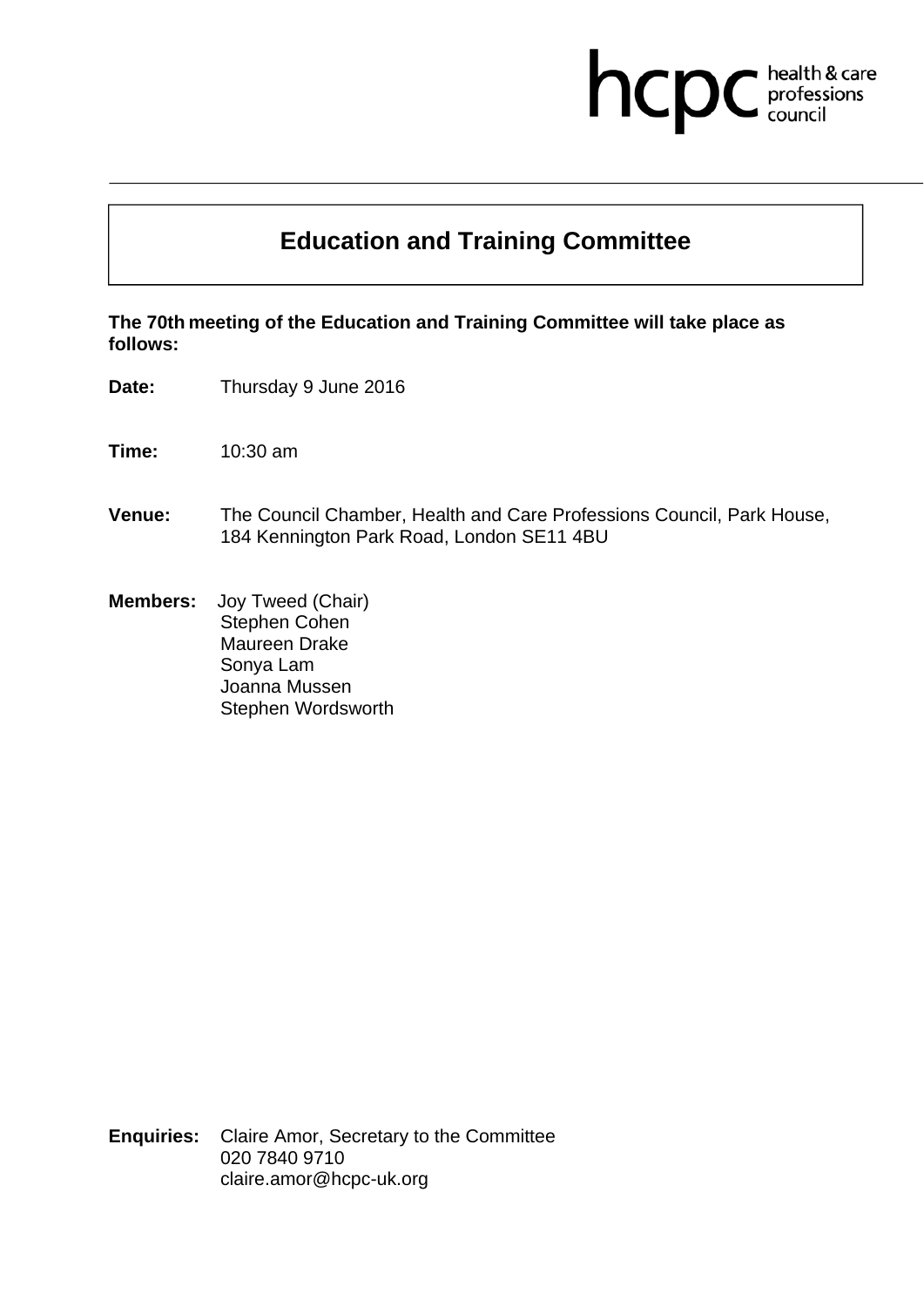hcpc health & care professions council

# Education and Training Committee

**The 70th meeting of the Education and Training Committee will take place as follows:**

**Date:** Thursday 9 June 2016

**Time:** 10:30 am

**Venue:** The Council Chamber, Health and Care Professions Council, Park House, 184 Kennington Park Road, London SE11 4BU

**Members:** Joy Tweed (Chair)
Stephen Cohen
Maureen Drake
Sonya Lam
Joanna Mussen
Stephen Wordsworth

**Enquiries:** Claire Amor, Secretary to the Committee
020 7840 9710
claire.amor@hcpc-uk.org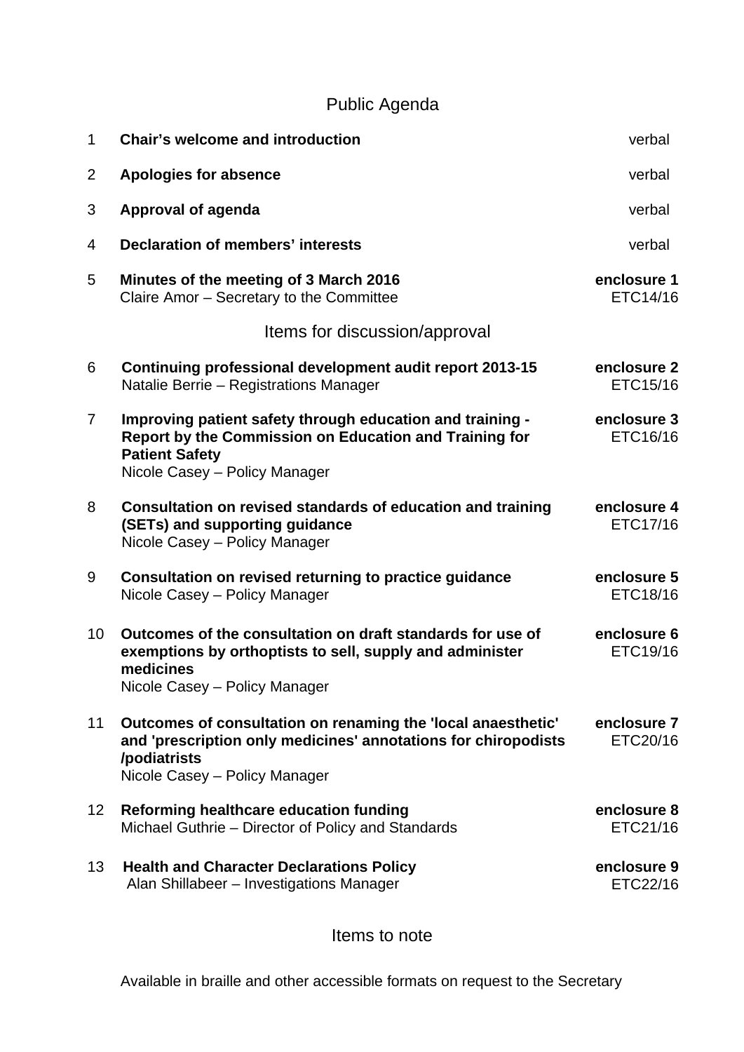# Public Agenda

| | | |
|---|---|---|
| 1 | **Chair's welcome and introduction** | verbal |
| 2 | **Apologies for absence** | verbal |
| 3 | **Approval of agenda** | verbal |
| 4 | **Declaration of members' interests** | verbal |
| 5 | **Minutes of the meeting of 3 March 2016**<br>Claire Amor – Secretary to the Committee | **enclosure 1**<br>ETC14/16 |

## Items for discussion/approval

| | | |
|---|---|---|
| 6 | **Continuing professional development audit report 2013-15**<br>Natalie Berrie – Registrations Manager | **enclosure 2**<br>ETC15/16 |
| 7 | **Improving patient safety through education and training - Report by the Commission on Education and Training for Patient Safety**<br>Nicole Casey – Policy Manager | **enclosure 3**<br>ETC16/16 |
| 8 | **Consultation on revised standards of education and training (SETs) and supporting guidance**<br>Nicole Casey – Policy Manager | **enclosure 4**<br>ETC17/16 |
| 9 | **Consultation on revised returning to practice guidance**<br>Nicole Casey – Policy Manager | **enclosure 5**<br>ETC18/16 |
| 10 | **Outcomes of the consultation on draft standards for use of exemptions by orthoptists to sell, supply and administer medicines**<br>Nicole Casey – Policy Manager | **enclosure 6**<br>ETC19/16 |
| 11 | **Outcomes of consultation on renaming the 'local anaesthetic' and 'prescription only medicines' annotations for chiropodists /podiatrists**<br>Nicole Casey – Policy Manager | **enclosure 7**<br>ETC20/16 |
| 12 | **Reforming healthcare education funding**<br>Michael Guthrie – Director of Policy and Standards | **enclosure 8**<br>ETC21/16 |
| 13 | **Health and Character Declarations Policy**<br>Alan Shillabeer – Investigations Manager | **enclosure 9**<br>ETC22/16 |

## Items to note

Available in braille and other accessible formats on request to the Secretary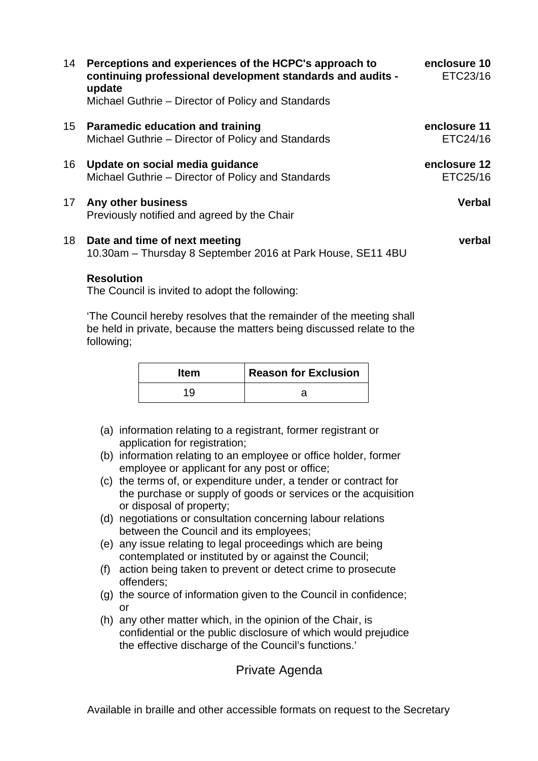14 **Perceptions and experiences of the HCPC's approach to continuing professional development standards and audits - update** — **enclosure 10** ETC23/16
Michael Guthrie – Director of Policy and Standards

15 **Paramedic education and training** — **enclosure 11** ETC24/16
Michael Guthrie – Director of Policy and Standards

16 **Update on social media guidance** — **enclosure 12** ETC25/16
Michael Guthrie – Director of Policy and Standards

17 **Any other business** — **Verbal**
Previously notified and agreed by the Chair

18 **Date and time of next meeting** — **verbal**
10.30am – Thursday 8 September 2016 at Park House, SE11 4BU

**Resolution**
The Council is invited to adopt the following:

'The Council hereby resolves that the remainder of the meeting shall be held in private, because the matters being discussed relate to the following;

| Item | Reason for Exclusion |
|---|---|
| 19 | a |

(a) information relating to a registrant, former registrant or application for registration;
(b) information relating to an employee or office holder, former employee or applicant for any post or office;
(c) the terms of, or expenditure under, a tender or contract for the purchase or supply of goods or services or the acquisition or disposal of property;
(d) negotiations or consultation concerning labour relations between the Council and its employees;
(e) any issue relating to legal proceedings which are being contemplated or instituted by or against the Council;
(f) action being taken to prevent or detect crime to prosecute offenders;
(g) the source of information given to the Council in confidence; or
(h) any other matter which, in the opinion of the Chair, is confidential or the public disclosure of which would prejudice the effective discharge of the Council's functions.'

## Private Agenda

Available in braille and other accessible formats on request to the Secretary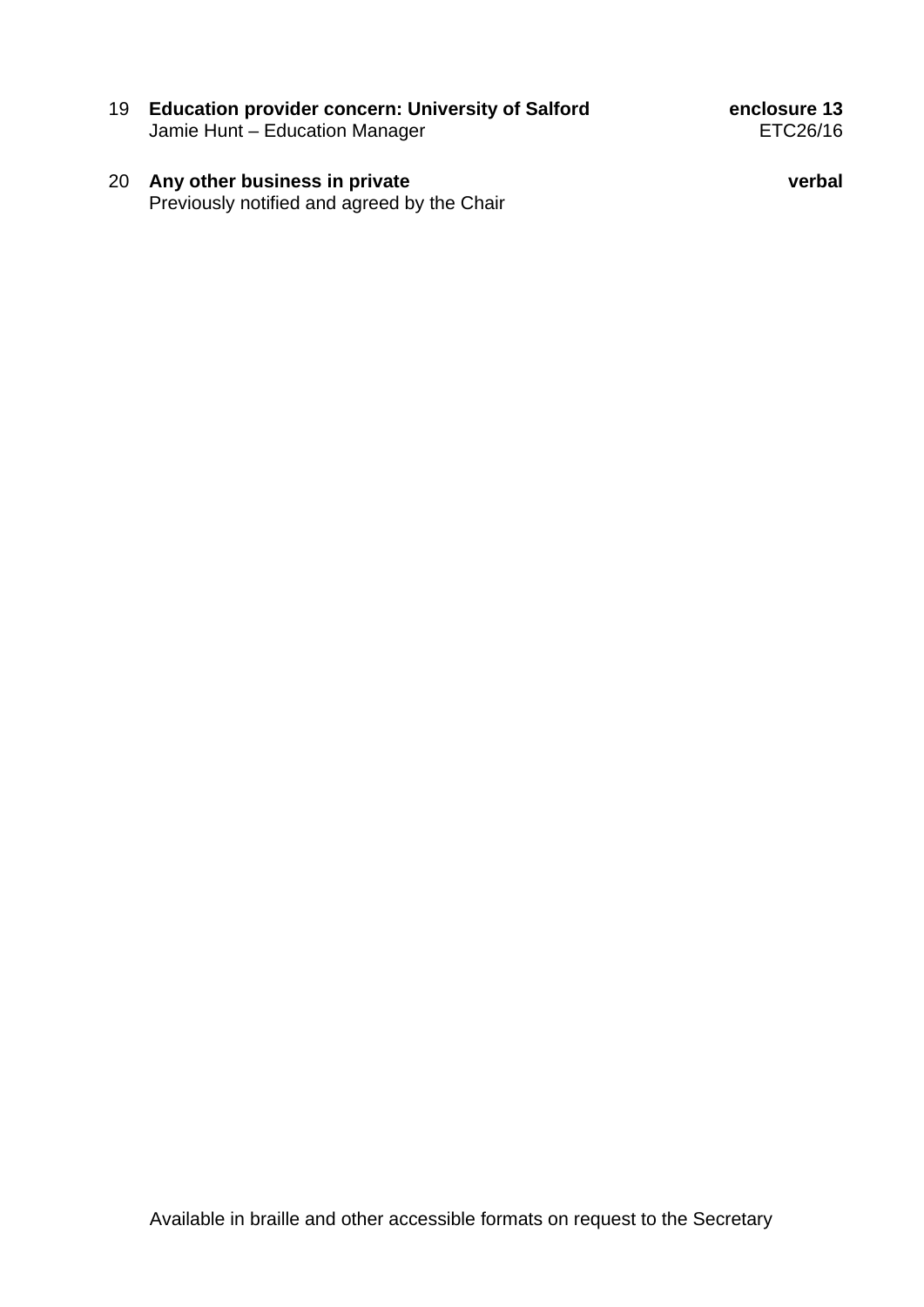19 **Education provider concern: University of Salford** **enclosure 13**
Jamie Hunt – Education Manager ETC26/16

20 **Any other business in private** **verbal**
Previously notified and agreed by the Chair

Available in braille and other accessible formats on request to the Secretary